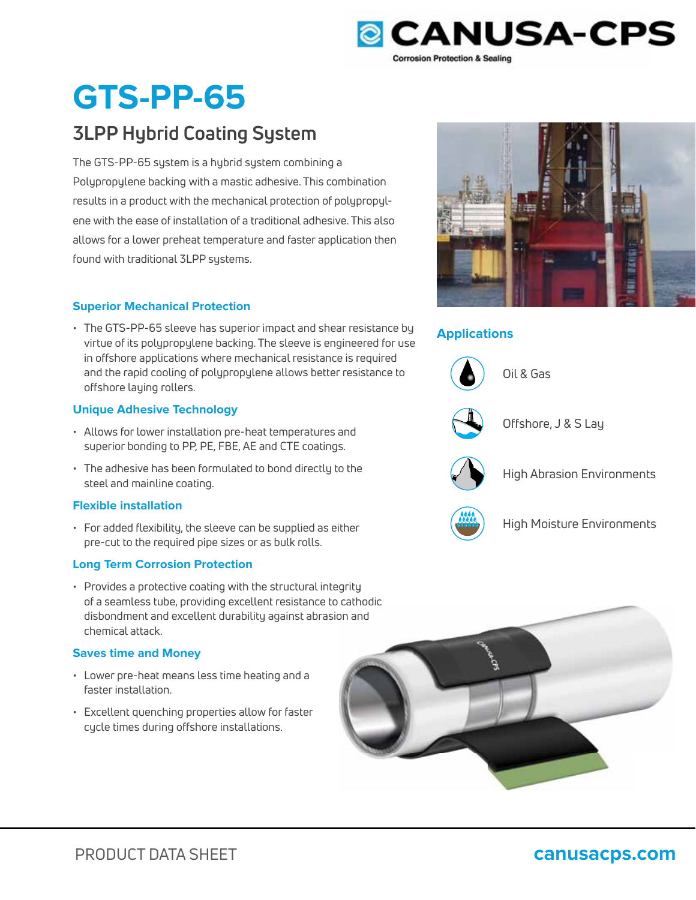CANUSA-CPS

Corrosion Protection & Sealing

# GTS-PP-65

## 3LPP Hybrid Coating System

The GTS-PP-65 system is a hybrid system combining a Polypropylene backing with a mastic adhesive. This combination results in a product with the mechanical protection of polypropylene with the ease of installation of a traditional adhesive. This also allows for a lower preheat temperature and faster application then found with traditional 3LPP systems.

### Superior Mechanical Protection

- The GTS-PP-65 sleeve has superior impact and shear resistance by virtue of its polypropylene backing. The sleeve is engineered for use in offshore applications where mechanical resistance is required and the rapid cooling of polypropylene allows better resistance to offshore laying rollers.

### Unique Adhesive Technology

- Allows for lower installation pre-heat temperatures and superior bonding to PP, PE, FBE, AE and CTE coatings.
- The adhesive has been formulated to bond directly to the steel and mainline coating.

### Flexible installation

- For added flexibility, the sleeve can be supplied as either pre-cut to the required pipe sizes or as bulk rolls.

### Long Term Corrosion Protection

- Provides a protective coating with the structural integrity of a seamless tube, providing excellent resistance to cathodic disbondment and excellent durability against abrasion and chemical attack.

### Saves time and Money

- Lower pre-heat means less time heating and a faster installation.
- Excellent quenching properties allow for faster cycle times during offshore installations.

### Applications

- Oil & Gas
- Offshore, J & S Lay
- High Abrasion Environments
- High Moisture Environments

PRODUCT DATA SHEET

canusacps.com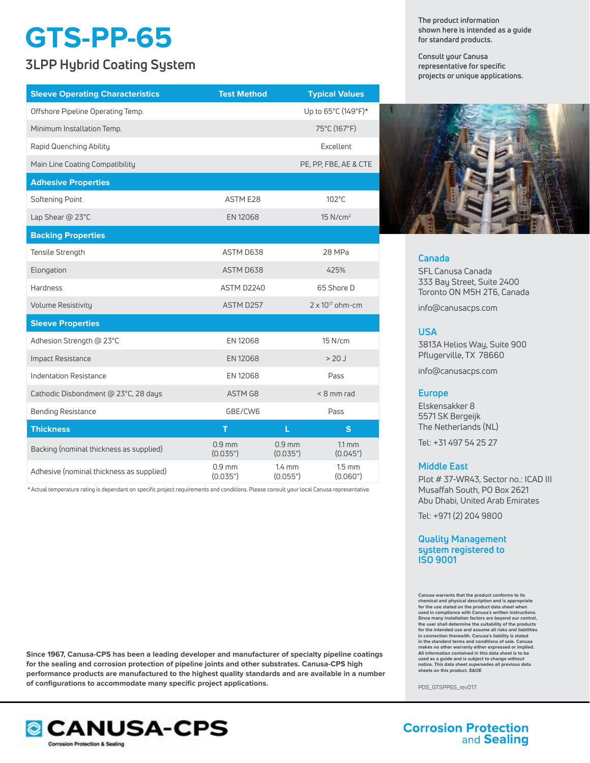# GTS-PP-65

## 3LPP Hybrid Coating System

| Sleeve Operating Characteristics | Test Method | Typical Values | |
|---|---|---|---|
| Offshore Pipeline Operating Temp. | | Up to 65°C (149°F)* | |
| Minimum Installation Temp. | | 75°C (167°F) | |
| Rapid Quenching Ability | | Excellent | |
| Main Line Coating Compatibility | | PE, PP, FBE, AE & CTE | |
| **Adhesive Properties** | | | |
| Softening Point | ASTM E28 | 102°C | |
| Lap Shear @ 23°C | EN 12068 | 15 N/cm$^2$ | |
| **Backing Properties** | | | |
| Tensile Strength | ASTM D638 | 28 MPa | |
| Elongation | ASTM D638 | 425% | |
| Hardness | ASTM D2240 | 65 Shore D | |
| Volume Resistivity | ASTM D257 | 2 x $10^{17}$ ohm-cm | |
| **Sleeve Properties** | | | |
| Adhesion Strength @ 23°C | EN 12068 | 15 N/cm | |
| Impact Resistance | EN 12068 | > 20 J | |
| Indentation Resistance | EN 12068 | Pass | |
| Cathodic Disbondment @ 23°C, 28 days | ASTM G8 | < 8 mm rad | |
| Bending Resistance | GBE/CW6 | Pass | |
| **Thickness** | **T** | **L** | **S** |
| Backing (nominal thickness as supplied) | 0.9 mm (0.035") | 0.9 mm (0.035") | 1.1 mm (0.045") |
| Adhesive (nominal thickness as supplied) | 0.9 mm (0.035") | 1.4 mm (0.055") | 1.5 mm (0.060") |

* Actual temperature rating is dependant on specific project requirements and conditions. Please consult your local Canusa representative.

The product information shown here is intended as a guide for standard products.

Consult your Canusa representative for specific projects or unique applications.

### Canada

SFL Canusa Canada
333 Bay Street, Suite 2400
Toronto ON M5H 2T6, Canada

info@canusacps.com

### USA

3813A Helios Way, Suite 900
Pflugerville, TX 78660

info@canusacps.com

### Europe

Elskensakker 8
5571 SK Bergeijk
The Netherlands (NL)

Tel: +31 497 54 25 27

### Middle East

Plot # 37-WR43, Sector no.: ICAD III
Musaffah South, PO Box 2621
Abu Dhabi, United Arab Emirates

Tel: +971 (2) 204 9800

### Quality Management system registered to ISO 9001

Canusa warrants that the product conforms to its chemical and physical description and is appropriate for the use stated on the product data sheet when used in compliance with Canusa's written instructions. Since many installation factors are beyond our control, the user shall determine the suitability of the products for the intended use and assume all risks and liabilities in connection therewith. Canusa's liability is stated in the standard terms and conditions of sale. Canusa makes no other warranty either expressed or implied. All information contained in this data sheet is to be used as a guide and is subject to change without notice. This data sheet supersedes all previous data sheets on this product. E&OE

PDS_GTSPP65_rev017

**Since 1967, Canusa-CPS has been a leading developer and manufacturer of specialty pipeline coatings for the sealing and corrosion protection of pipeline joints and other substrates. Canusa-CPS high performance products are manufactured to the highest quality standards and are available in a number of configurations to accommodate many specific project applications.**

CANUSA-CPS
Corrosion Protection & Sealing

**Corrosion Protection and Sealing**